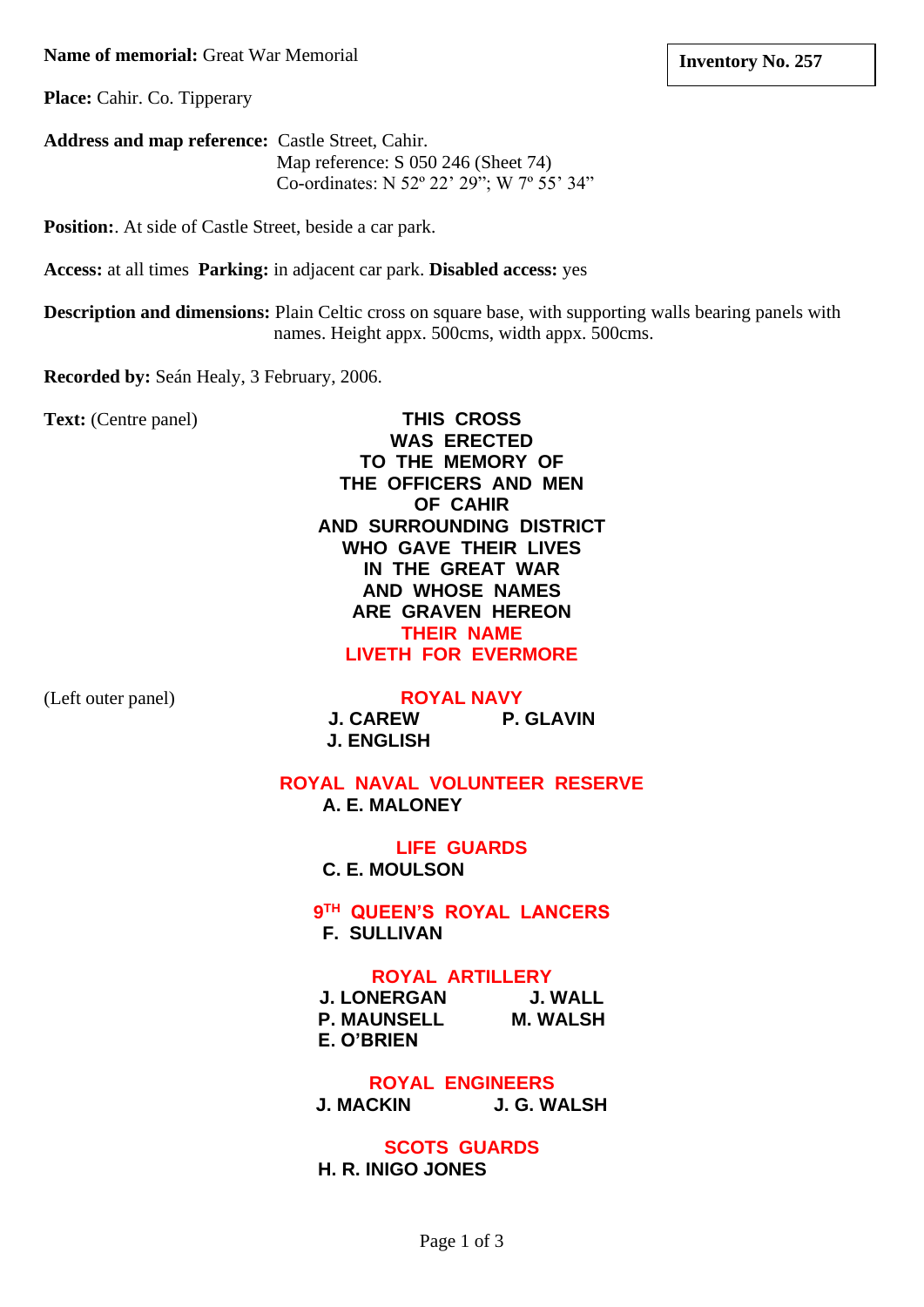**Inventory No. 257**

**Name of memorial:** Great War Memorial

**Place:** Cahir. Co. Tipperary

**Address and map reference:** Castle Street, Cahir.
Map reference: S 050 246 (Sheet 74)
Co-ordinates: N 52º 22' 29"; W 7º 55' 34"

**Position:**. At side of Castle Street, beside a car park.

**Access:** at all times **Parking:** in adjacent car park. **Disabled access:** yes

**Description and dimensions:** Plain Celtic cross on square base, with supporting walls bearing panels with names. Height appx. 500cms, width appx. 500cms.

**Recorded by:** Seán Healy, 3 February, 2006.

**Text:** (Centre panel)

**THIS CROSS
WAS ERECTED
TO THE MEMORY OF
THE OFFICERS AND MEN
OF CAHIR
AND SURROUNDING DISTRICT
WHO GAVE THEIR LIVES
IN THE GREAT WAR
AND WHOSE NAMES
ARE GRAVEN HEREON
THEIR NAME
LIVETH FOR EVERMORE**

(Left outer panel)

**ROYAL NAVY**
**J. CAREW** **P. GLAVIN**
**J. ENGLISH**

**ROYAL NAVAL VOLUNTEER RESERVE**
**A. E. MALONEY**

**LIFE GUARDS**
**C. E. MOULSON**

**9TH QUEEN'S ROYAL LANCERS**
**F. SULLIVAN**

**ROYAL ARTILLERY**
**J. LONERGAN** **J. WALL**
**P. MAUNSELL** **M. WALSH**
**E. O'BRIEN**

**ROYAL ENGINEERS**
**J. MACKIN** **J. G. WALSH**

**SCOTS GUARDS**
**H. R. INIGO JONES**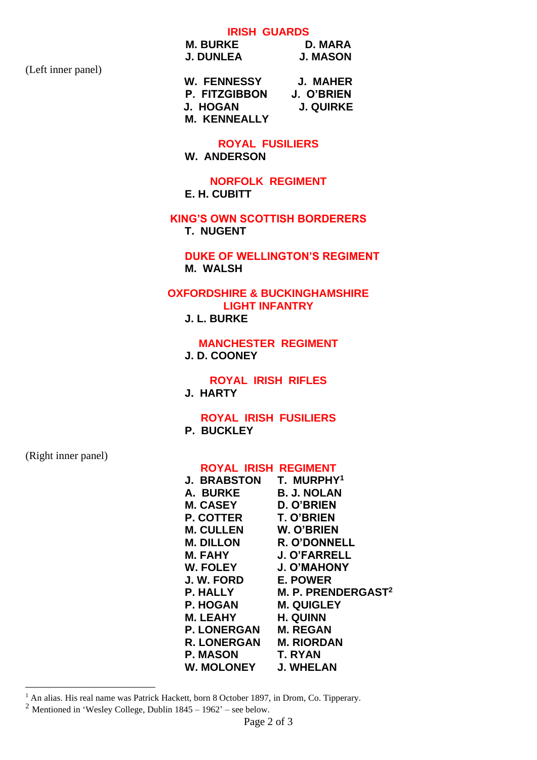(Left inner panel)

**IRISH GUARDS**

**M. BURKE** — **D. MARA**
**J. DUNLEA** — **J. MASON**

**W. FENNESSY** — **J. MAHER**
**P. FITZGIBBON** — **J. O'BRIEN**
**J. HOGAN** — **J. QUIRKE**
**M. KENNEALLY**

**ROYAL FUSILIERS**

**W. ANDERSON**

**NORFOLK REGIMENT**

**E. H. CUBITT**

**KING'S OWN SCOTTISH BORDERERS**

**T. NUGENT**

**DUKE OF WELLINGTON'S REGIMENT**

**M. WALSH**

**OXFORDSHIRE & BUCKINGHAMSHIRE LIGHT INFANTRY**

**J. L. BURKE**

**MANCHESTER REGIMENT**

**J. D. COONEY**

**ROYAL IRISH RIFLES**

**J. HARTY**

**ROYAL IRISH FUSILIERS**

**P. BUCKLEY**

(Right inner panel)

**ROYAL IRISH REGIMENT**

**J. BRABSTON** — **T. MURPHY**[1]
**A. BURKE** — **B. J. NOLAN**
**M. CASEY** — **D. O'BRIEN**
**P. COTTER** — **T. O'BRIEN**
**M. CULLEN** — **W. O'BRIEN**
**M. DILLON** — **R. O'DONNELL**
**M. FAHY** — **J. O'FARRELL**
**W. FOLEY** — **J. O'MAHONY**
**J. W. FORD** — **E. POWER**
**P. HALLY** — **M. P. PRENDERGAST**[2]
**P. HOGAN** — **M. QUIGLEY**
**M. LEAHY** — **H. QUINN**
**P. LONERGAN** — **M. REGAN**
**R. LONERGAN** — **M. RIORDAN**
**P. MASON** — **T. RYAN**
**W. MOLONEY** — **J. WHELAN**

---

[1] An alias. His real name was Patrick Hackett, born 8 October 1897, in Drom, Co. Tipperary.

[2] Mentioned in 'Wesley College, Dublin 1845 – 1962' – see below.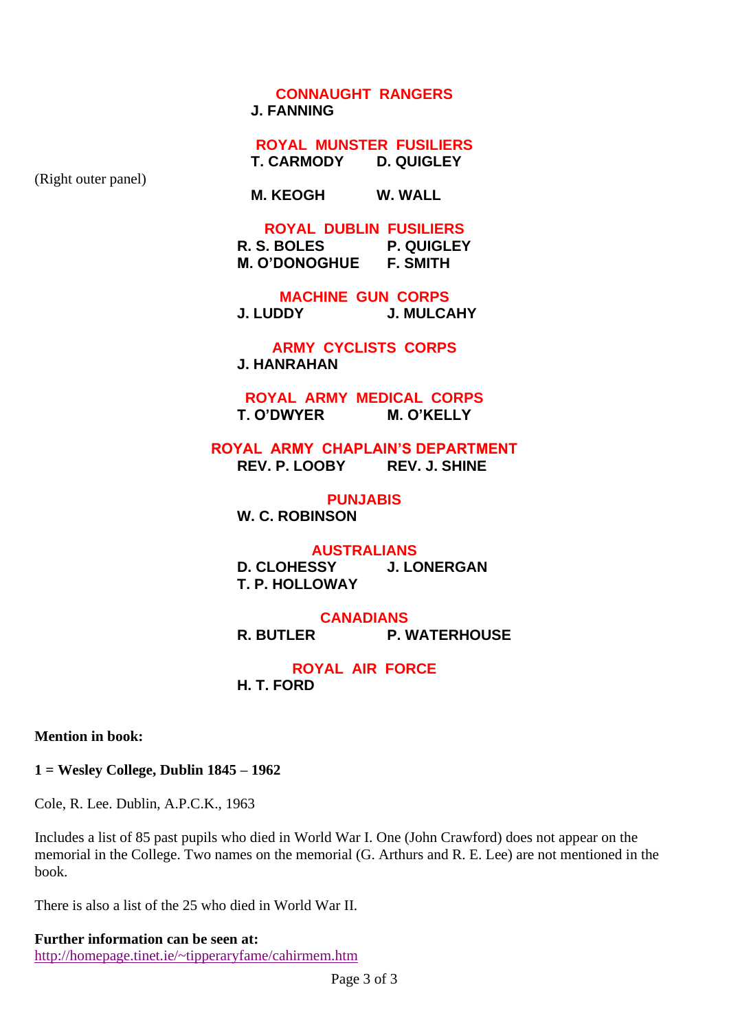(Right outer panel)

**CONNAUGHT RANGERS**

**J. FANNING**

**ROYAL MUNSTER FUSILIERS**

**T. CARMODY** **D. QUIGLEY**

**M. KEOGH** **W. WALL**

**ROYAL DUBLIN FUSILIERS**

**R. S. BOLES** **P. QUIGLEY**

**M. O'DONOGHUE** **F. SMITH**

**MACHINE GUN CORPS**

**J. LUDDY** **J. MULCAHY**

**ARMY CYCLISTS CORPS**

**J. HANRAHAN**

**ROYAL ARMY MEDICAL CORPS**

**T. O'DWYER** **M. O'KELLY**

**ROYAL ARMY CHAPLAIN'S DEPARTMENT**

**REV. P. LOOBY** **REV. J. SHINE**

**PUNJABIS**

**W. C. ROBINSON**

**AUSTRALIANS**

**D. CLOHESSY** **J. LONERGAN**

**T. P. HOLLOWAY**

**CANADIANS**

**R. BUTLER** **P. WATERHOUSE**

**ROYAL AIR FORCE**

**H. T. FORD**

**Mention in book:**

**1 = Wesley College, Dublin 1845 – 1962**

Cole, R. Lee. Dublin, A.P.C.K., 1963

Includes a list of 85 past pupils who died in World War I. One (John Crawford) does not appear on the memorial in the College. Two names on the memorial (G. Arthurs and R. E. Lee) are not mentioned in the book.

There is also a list of the 25 who died in World War II.

**Further information can be seen at:**
http://homepage.tinet.ie/~tipperaryfame/cahirmem.htm